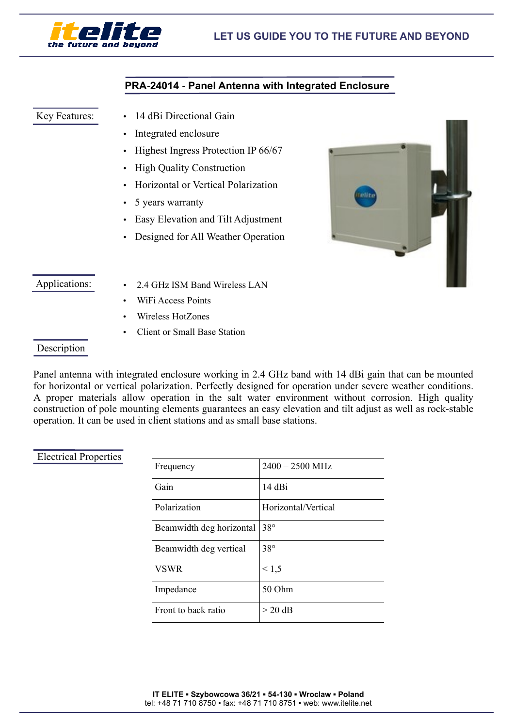# PRA-24014 - Panel Antenna with Integrated Enclosure

## Key Features:

- 14 dBi Directional Gain
- Integrated enclosure
- Highest Ingress Protection IP 66/67
- High Quality Construction
- Horizontal or Vertical Polarization
- 5 years warranty
- Easy Elevation and Tilt Adjustment
- Designed for All Weather Operation

## Applications:

- 2.4 GHz ISM Band Wireless LAN
- WiFi Access Points
- Wireless HotZones
- Client or Small Base Station

## Description

Panel antenna with integrated enclosure working in 2.4 GHz band with 14 dBi gain that can be mounted for horizontal or vertical polarization. Perfectly designed for operation under severe weather conditions. A proper materials allow operation in the salt water environment without corrosion. High quality construction of pole mounting elements guarantees an easy elevation and tilt adjust as well as rock-stable operation. It can be used in client stations and as small base stations.

## Electrical Properties

| | |
|---|---|
| Frequency | 2400 – 2500 MHz |
| Gain | 14 dBi |
| Polarization | Horizontal/Vertical |
| Beamwidth deg horizontal | 38° |
| Beamwidth deg vertical | 38° |
| VSWR | < 1,5 |
| Impedance | 50 Ohm |
| Front to back ratio | > 20 dB |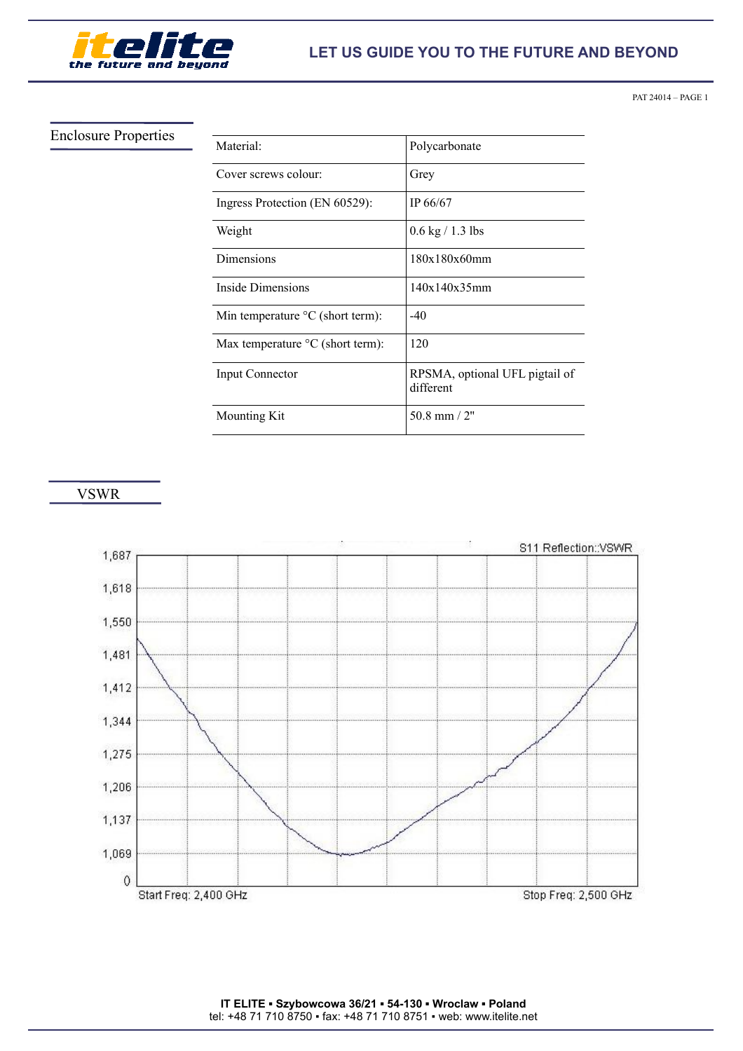## Enclosure Properties

| Material: | Polycarbonate |
|---|---|
| Cover screws colour: | Grey |
| Ingress Protection (EN 60529): | IP 66/67 |
| Weight | 0.6 kg / 1.3 lbs |
| Dimensions | 180x180x60mm |
| Inside Dimensions | 140x140x35mm |
| Min temperature °C (short term): | -40 |
| Max temperature °C (short term): | 120 |
| Input Connector | RPSMA, optional UFL pigtail of different |
| Mounting Kit | 50.8 mm / 2" |

## VSWR

S11 Reflection::VSWR

1,687
1,618
1,550
1,481
1,412
1,344
1,275
1,206
1,137
1,069
0

Start Freq: 2,400 GHz
Stop Freq: 2,500 GHz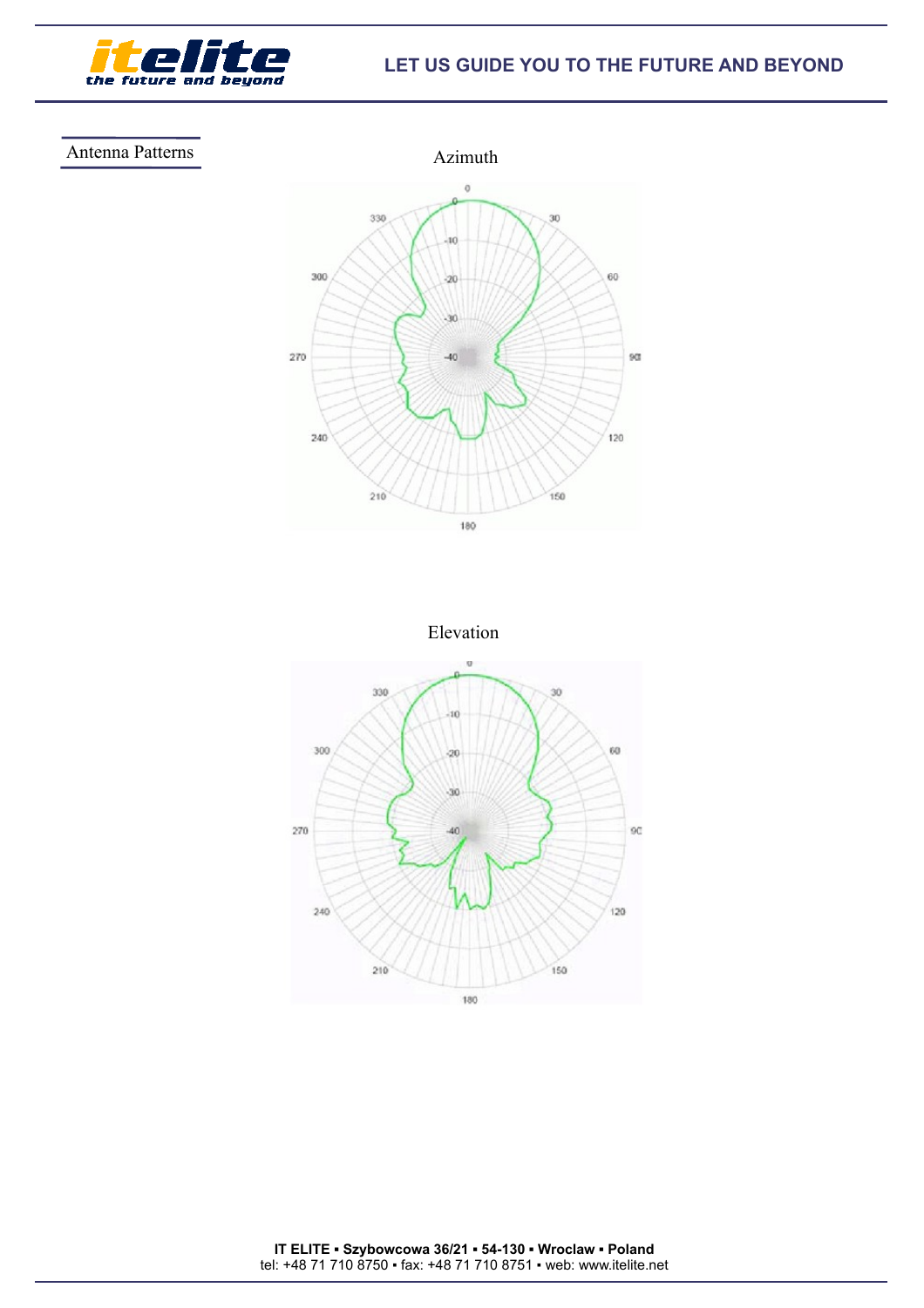## Antenna Patterns

Azimuth

0
330
30
300
60
270
90
240
120
210
150
180
0
-10
-20
-30
-40

Elevation

0
330
30
300
60
270
90
240
120
210
150
180
0
-10
-20
-30
-40

**IT ELITE ▪ Szybowcowa 36/21 ▪ 54-130 ▪ Wroclaw ▪ Poland**
tel: +48 71 710 8750 ▪ fax: +48 71 710 8751 ▪ web: www.itelite.net